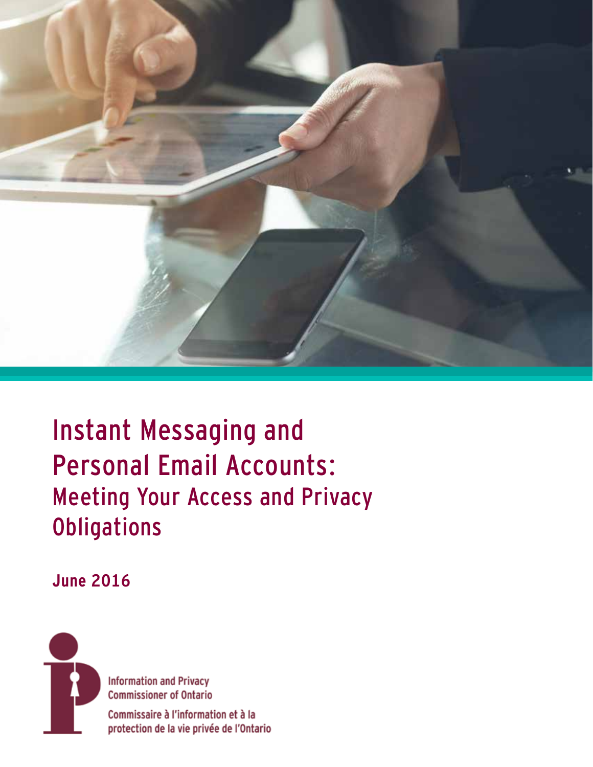# Instant Messaging and Personal Email Accounts:

## Meeting Your Access and Privacy Obligations

**June 2016**

Information and Privacy Commissioner of Ontario

Commissaire à l'information et à la protection de la vie privée de l'Ontario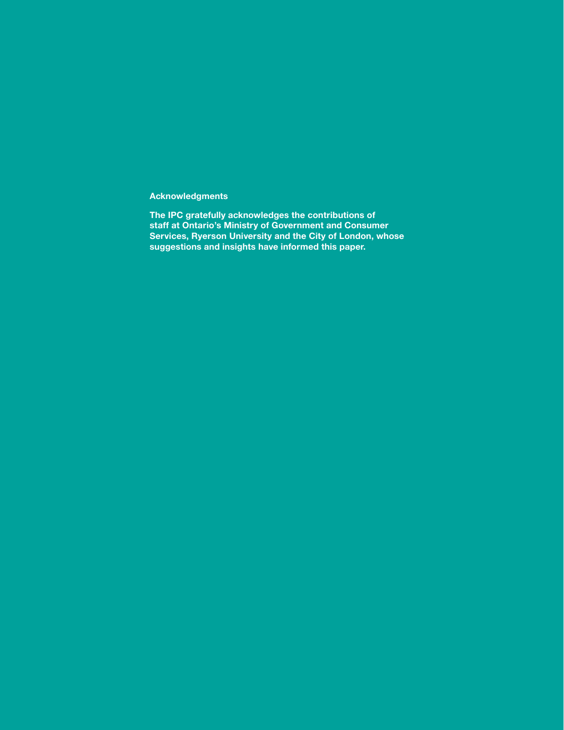**Acknowledgments**

**The IPC gratefully acknowledges the contributions of staff at Ontario's Ministry of Government and Consumer Services, Ryerson University and the City of London, whose suggestions and insights have informed this paper.**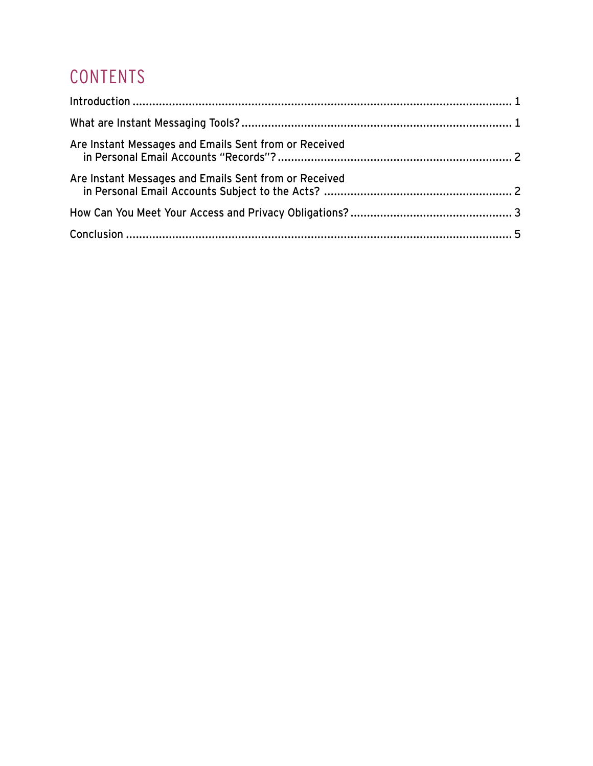# CONTENTS

Introduction ..................................................................................................... 1

What are Instant Messaging Tools? ..................................................................... 1

Are Instant Messages and Emails Sent from or Received in Personal Email Accounts "Records"? ..................................................................... 2

Are Instant Messages and Emails Sent from or Received in Personal Email Accounts Subject to the Acts? ........................................................ 2

How Can You Meet Your Access and Privacy Obligations? ................................................ 3

Conclusion ...................................................................................................... 5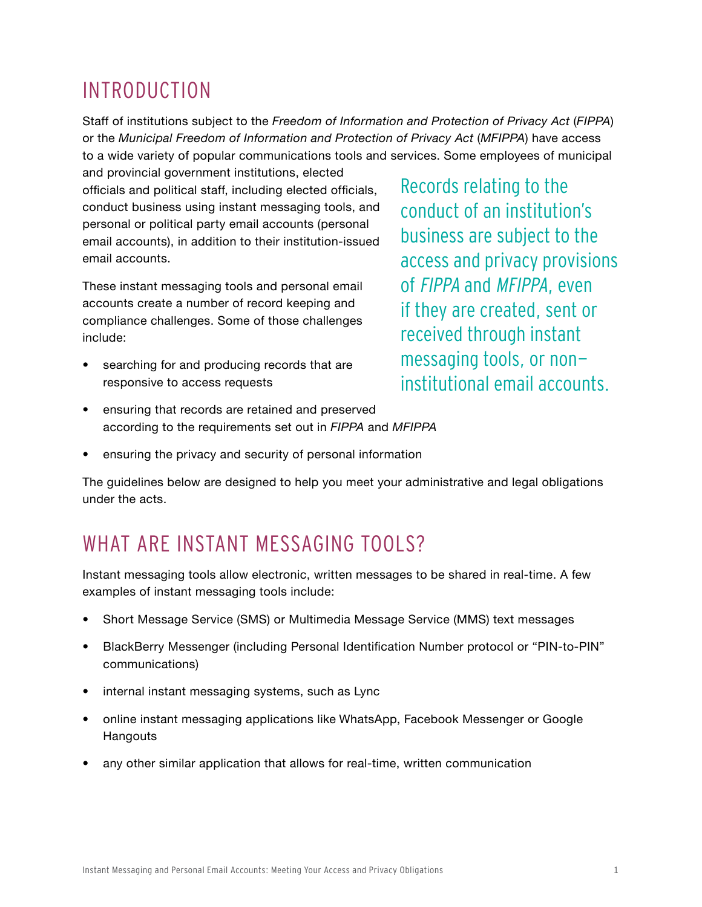# INTRODUCTION

Staff of institutions subject to the *Freedom of Information and Protection of Privacy Act* (*FIPPA*) or the *Municipal Freedom of Information and Protection of Privacy Act* (*MFIPPA*) have access to a wide variety of popular communications tools and services. Some employees of municipal and provincial government institutions, elected officials and political staff, including elected officials, conduct business using instant messaging tools, and personal or political party email accounts (personal email accounts), in addition to their institution-issued email accounts.

Records relating to the conduct of an institution's business are subject to the access and privacy provisions of *FIPPA* and *MFIPPA*, even if they are created, sent or received through instant messaging tools, or non–institutional email accounts.

These instant messaging tools and personal email accounts create a number of record keeping and compliance challenges. Some of those challenges include:

- searching for and producing records that are responsive to access requests
- ensuring that records are retained and preserved according to the requirements set out in *FIPPA* and *MFIPPA*
- ensuring the privacy and security of personal information

The guidelines below are designed to help you meet your administrative and legal obligations under the acts.

# WHAT ARE INSTANT MESSAGING TOOLS?

Instant messaging tools allow electronic, written messages to be shared in real-time. A few examples of instant messaging tools include:

- Short Message Service (SMS) or Multimedia Message Service (MMS) text messages
- BlackBerry Messenger (including Personal Identification Number protocol or "PIN-to-PIN" communications)
- internal instant messaging systems, such as Lync
- online instant messaging applications like WhatsApp, Facebook Messenger or Google Hangouts
- any other similar application that allows for real-time, written communication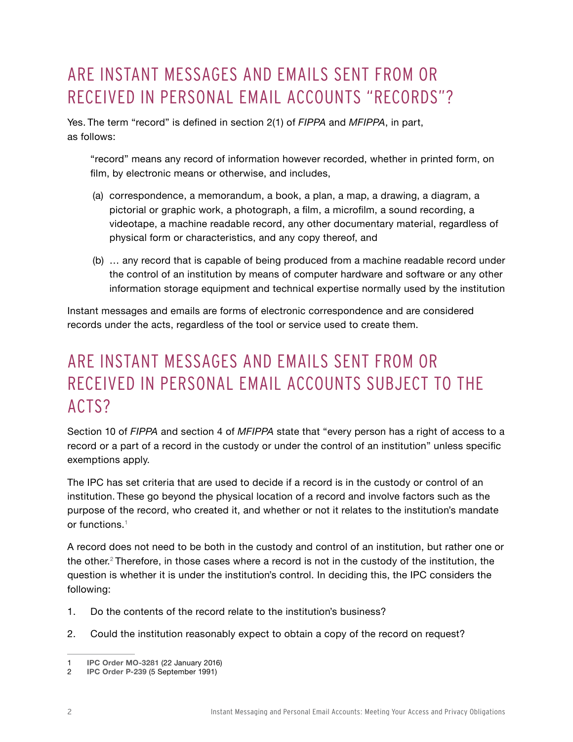## ARE INSTANT MESSAGES AND EMAILS SENT FROM OR RECEIVED IN PERSONAL EMAIL ACCOUNTS "RECORDS"?

Yes. The term "record" is defined in section 2(1) of *FIPPA* and *MFIPPA*, in part, as follows:

> "record" means any record of information however recorded, whether in printed form, on film, by electronic means or otherwise, and includes,
>
> (a) correspondence, a memorandum, a book, a plan, a map, a drawing, a diagram, a pictorial or graphic work, a photograph, a film, a microfilm, a sound recording, a videotape, a machine readable record, any other documentary material, regardless of physical form or characteristics, and any copy thereof, and
>
> (b) … any record that is capable of being produced from a machine readable record under the control of an institution by means of computer hardware and software or any other information storage equipment and technical expertise normally used by the institution

Instant messages and emails are forms of electronic correspondence and are considered records under the acts, regardless of the tool or service used to create them.

## ARE INSTANT MESSAGES AND EMAILS SENT FROM OR RECEIVED IN PERSONAL EMAIL ACCOUNTS SUBJECT TO THE ACTS?

Section 10 of *FIPPA* and section 4 of *MFIPPA* state that "every person has a right of access to a record or a part of a record in the custody or under the control of an institution" unless specific exemptions apply.

The IPC has set criteria that are used to decide if a record is in the custody or control of an institution. These go beyond the physical location of a record and involve factors such as the purpose of the record, who created it, and whether or not it relates to the institution's mandate or functions.[1]

A record does not need to be both in the custody and control of an institution, but rather one or the other.[2] Therefore, in those cases where a record is not in the custody of the institution, the question is whether it is under the institution's control. In deciding this, the IPC considers the following:

1. Do the contents of the record relate to the institution's business?
2. Could the institution reasonably expect to obtain a copy of the record on request?

---

1 **IPC Order MO-3281** (22 January 2016)
2 **IPC Order P-239** (5 September 1991)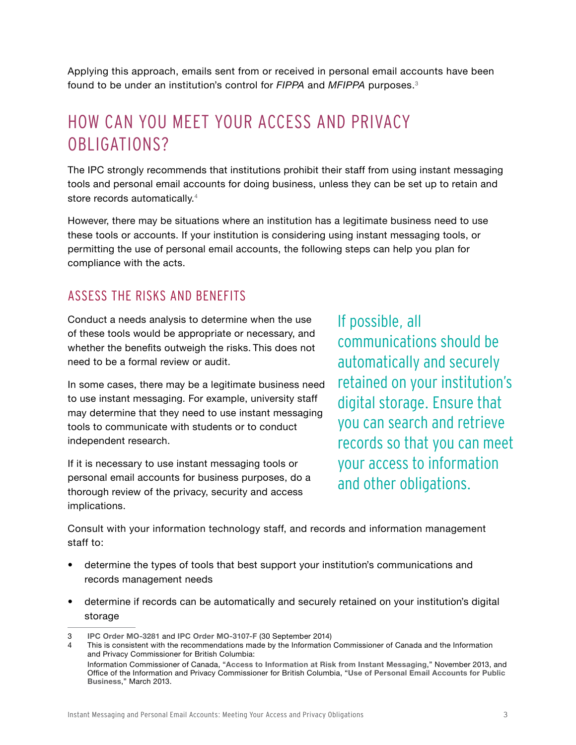Applying this approach, emails sent from or received in personal email accounts have been found to be under an institution's control for *FIPPA* and *MFIPPA* purposes.[3]

## HOW CAN YOU MEET YOUR ACCESS AND PRIVACY OBLIGATIONS?

The IPC strongly recommends that institutions prohibit their staff from using instant messaging tools and personal email accounts for doing business, unless they can be set up to retain and store records automatically.[4]

However, there may be situations where an institution has a legitimate business need to use these tools or accounts. If your institution is considering using instant messaging tools, or permitting the use of personal email accounts, the following steps can help you plan for compliance with the acts.

### ASSESS THE RISKS AND BENEFITS

Conduct a needs analysis to determine when the use of these tools would be appropriate or necessary, and whether the benefits outweigh the risks. This does not need to be a formal review or audit.

In some cases, there may be a legitimate business need to use instant messaging. For example, university staff may determine that they need to use instant messaging tools to communicate with students or to conduct independent research.

If it is necessary to use instant messaging tools or personal email accounts for business purposes, do a thorough review of the privacy, security and access implications.

If possible, all communications should be automatically and securely retained on your institution's digital storage. Ensure that you can search and retrieve records so that you can meet your access to information and other obligations.

Consult with your information technology staff, and records and information management staff to:

- determine the types of tools that best support your institution's communications and records management needs
- determine if records can be automatically and securely retained on your institution's digital storage

3 **IPC Order MO-3281** and **IPC Order MO-3107-F** (30 September 2014)

4 This is consistent with the recommendations made by the Information Commissioner of Canada and the Information and Privacy Commissioner for British Columbia:
Information Commissioner of Canada, "**Access to Information at Risk from Instant Messaging**," November 2013, and Office of the Information and Privacy Commissioner for British Columbia, "**Use of Personal Email Accounts for Public Business**," March 2013.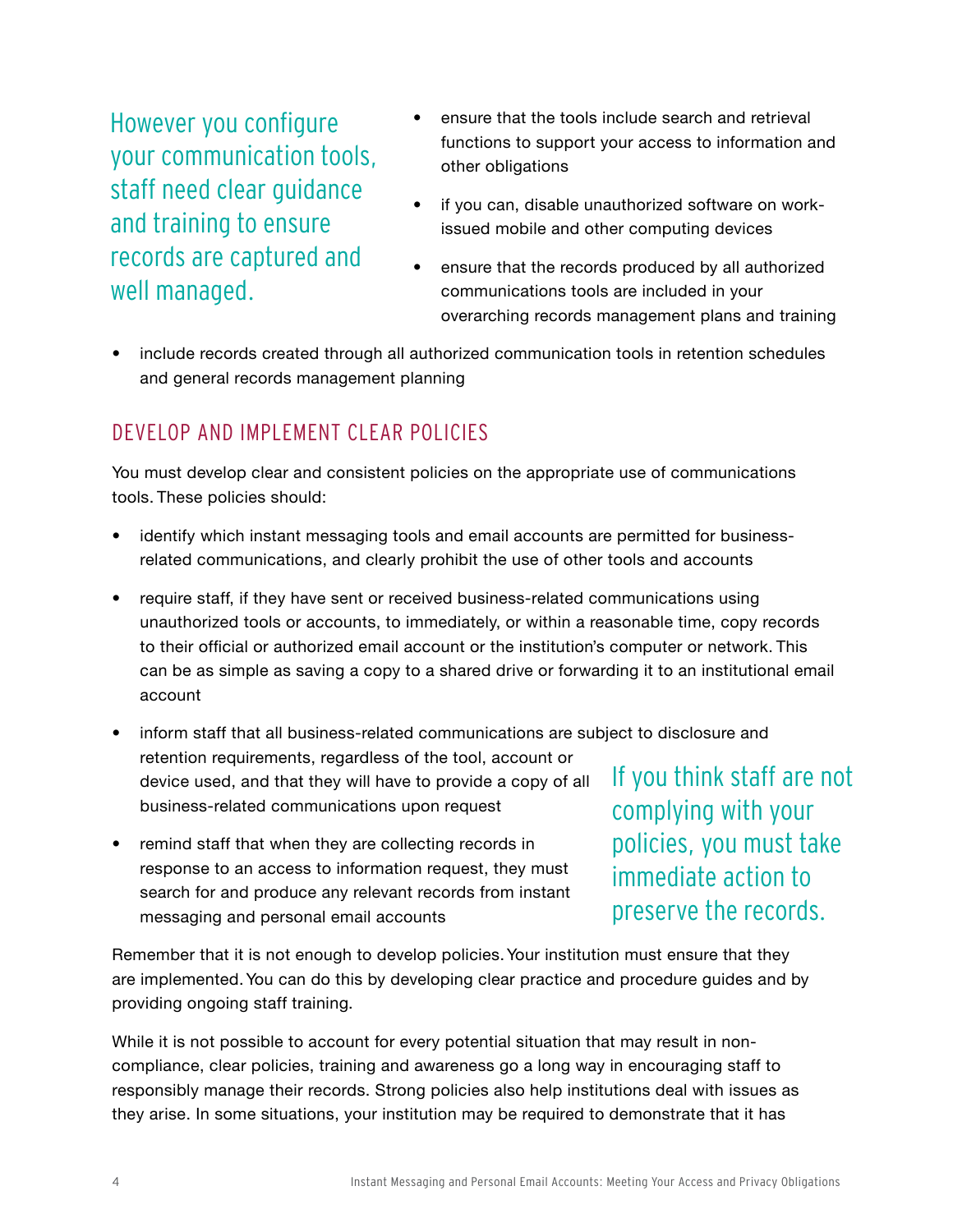However you configure your communication tools, staff need clear guidance and training to ensure records are captured and well managed.

- ensure that the tools include search and retrieval functions to support your access to information and other obligations
- if you can, disable unauthorized software on work-issued mobile and other computing devices
- ensure that the records produced by all authorized communications tools are included in your overarching records management plans and training
- include records created through all authorized communication tools in retention schedules and general records management planning

## DEVELOP AND IMPLEMENT CLEAR POLICIES

You must develop clear and consistent policies on the appropriate use of communications tools. These policies should:

- identify which instant messaging tools and email accounts are permitted for business-related communications, and clearly prohibit the use of other tools and accounts
- require staff, if they have sent or received business-related communications using unauthorized tools or accounts, to immediately, or within a reasonable time, copy records to their official or authorized email account or the institution's computer or network. This can be as simple as saving a copy to a shared drive or forwarding it to an institutional email account
- inform staff that all business-related communications are subject to disclosure and retention requirements, regardless of the tool, account or device used, and that they will have to provide a copy of all business-related communications upon request
- remind staff that when they are collecting records in response to an access to information request, they must search for and produce any relevant records from instant messaging and personal email accounts

If you think staff are not complying with your policies, you must take immediate action to preserve the records.

Remember that it is not enough to develop policies. Your institution must ensure that they are implemented. You can do this by developing clear practice and procedure guides and by providing ongoing staff training.

While it is not possible to account for every potential situation that may result in non-compliance, clear policies, training and awareness go a long way in encouraging staff to responsibly manage their records. Strong policies also help institutions deal with issues as they arise. In some situations, your institution may be required to demonstrate that it has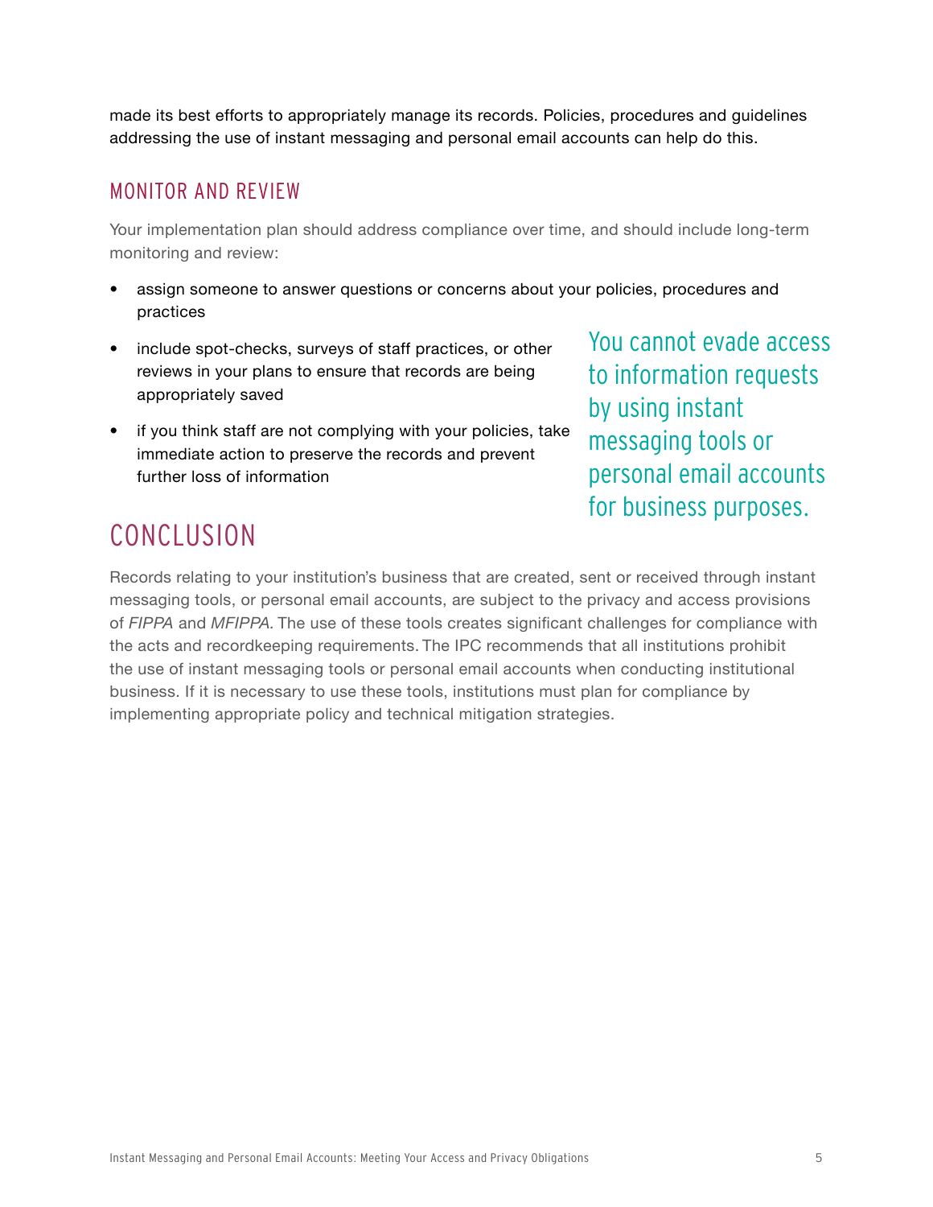made its best efforts to appropriately manage its records. Policies, procedures and guidelines addressing the use of instant messaging and personal email accounts can help do this.

### MONITOR AND REVIEW

Your implementation plan should address compliance over time, and should include long-term monitoring and review:

- assign someone to answer questions or concerns about your policies, procedures and practices
- include spot-checks, surveys of staff practices, or other reviews in your plans to ensure that records are being appropriately saved
- if you think staff are not complying with your policies, take immediate action to preserve the records and prevent further loss of information

> You cannot evade access to information requests by using instant messaging tools or personal email accounts for business purposes.

## CONCLUSION

Records relating to your institution's business that are created, sent or received through instant messaging tools, or personal email accounts, are subject to the privacy and access provisions of *FIPPA* and *MFIPPA*. The use of these tools creates significant challenges for compliance with the acts and recordkeeping requirements. The IPC recommends that all institutions prohibit the use of instant messaging tools or personal email accounts when conducting institutional business. If it is necessary to use these tools, institutions must plan for compliance by implementing appropriate policy and technical mitigation strategies.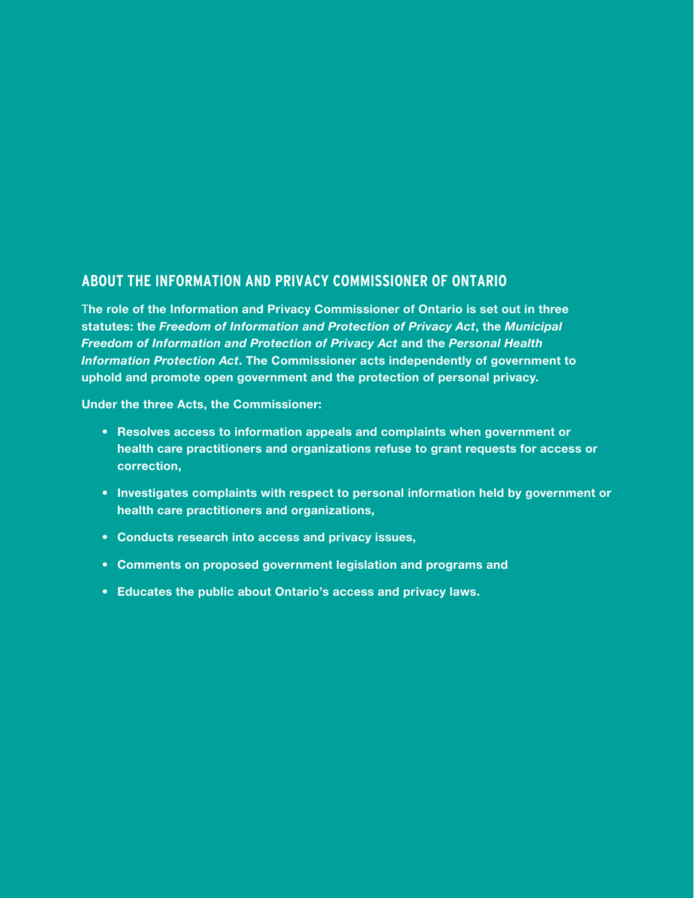## ABOUT THE INFORMATION AND PRIVACY COMMISSIONER OF ONTARIO

**The role of the Information and Privacy Commissioner of Ontario is set out in three statutes: the *Freedom of Information and Protection of Privacy Act*, the *Municipal Freedom of Information and Protection of Privacy Act* and the *Personal Health Information Protection Act*. The Commissioner acts independently of government to uphold and promote open government and the protection of personal privacy.**

**Under the three Acts, the Commissioner:**

- **Resolves access to information appeals and complaints when government or health care practitioners and organizations refuse to grant requests for access or correction,**
- **Investigates complaints with respect to personal information held by government or health care practitioners and organizations,**
- **Conducts research into access and privacy issues,**
- **Comments on proposed government legislation and programs and**
- **Educates the public about Ontario's access and privacy laws.**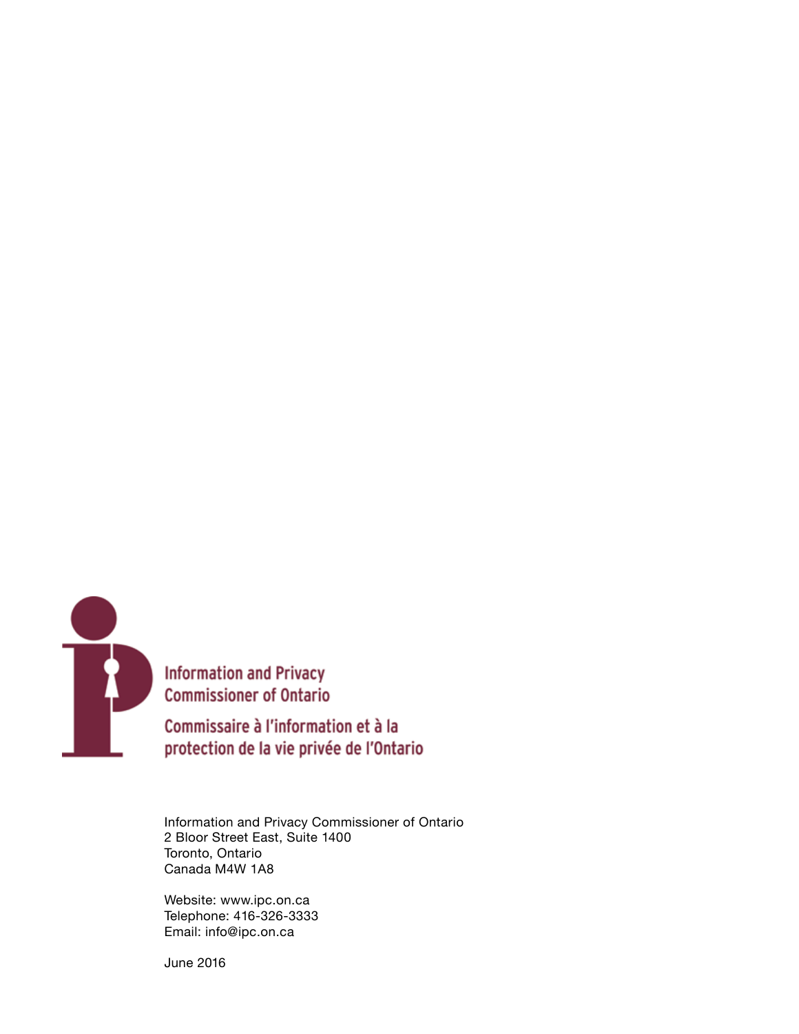Information and Privacy Commissioner of Ontario

Commissaire à l'information et à la protection de la vie privée de l'Ontario

Information and Privacy Commissioner of Ontario
2 Bloor Street East, Suite 1400
Toronto, Ontario
Canada M4W 1A8

Website: www.ipc.on.ca
Telephone: 416-326-3333
Email: info@ipc.on.ca

June 2016